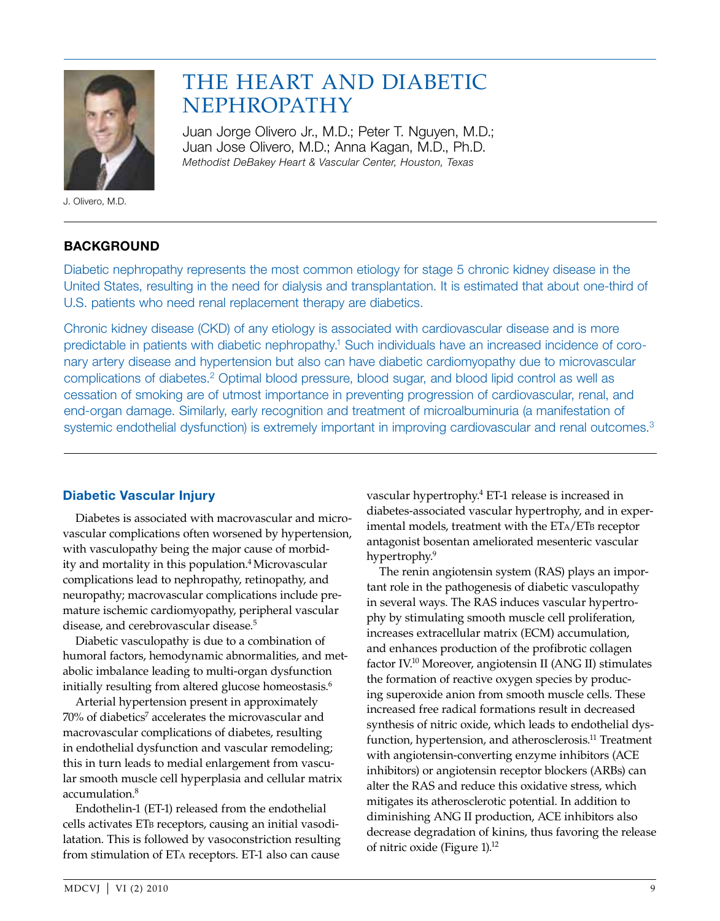# THE HEART AND DIABETIC NEPHROPATHY

Juan Jorge Olivero Jr., M.D.; Peter T. Nguyen, M.D.; Juan Jose Olivero, M.D.; Anna Kagan, M.D., Ph.D.
*Methodist DeBakey Heart & Vascular Center, Houston, Texas*

J. Olivero, M.D.

## BACKGROUND

Diabetic nephropathy represents the most common etiology for stage 5 chronic kidney disease in the United States, resulting in the need for dialysis and transplantation. It is estimated that about one-third of U.S. patients who need renal replacement therapy are diabetics.

Chronic kidney disease (CKD) of any etiology is associated with cardiovascular disease and is more predictable in patients with diabetic nephropathy.[1] Such individuals have an increased incidence of coronary artery disease and hypertension but also can have diabetic cardiomyopathy due to microvascular complications of diabetes.[2] Optimal blood pressure, blood sugar, and blood lipid control as well as cessation of smoking are of utmost importance in preventing progression of cardiovascular, renal, and end-organ damage. Similarly, early recognition and treatment of microalbuminuria (a manifestation of systemic endothelial dysfunction) is extremely important in improving cardiovascular and renal outcomes.[3]

### Diabetic Vascular Injury

Diabetes is associated with macrovascular and microvascular complications often worsened by hypertension, with vasculopathy being the major cause of morbidity and mortality in this population.[4] Microvascular complications lead to nephropathy, retinopathy, and neuropathy; macrovascular complications include premature ischemic cardiomyopathy, peripheral vascular disease, and cerebrovascular disease.[5]

Diabetic vasculopathy is due to a combination of humoral factors, hemodynamic abnormalities, and metabolic imbalance leading to multi-organ dysfunction initially resulting from altered glucose homeostasis.[6]

Arterial hypertension present in approximately 70% of diabetics[7] accelerates the microvascular and macrovascular complications of diabetes, resulting in endothelial dysfunction and vascular remodeling; this in turn leads to medial enlargement from vascular smooth muscle cell hyperplasia and cellular matrix accumulation.[8]

Endothelin-1 (ET-1) released from the endothelial cells activates $ET_B$ receptors, causing an initial vasodilatation. This is followed by vasoconstriction resulting from stimulation of $ET_A$ receptors. ET-1 also can cause vascular hypertrophy.[4] ET-1 release is increased in diabetes-associated vascular hypertrophy, and in experimental models, treatment with the $ET_A$/$ET_B$ receptor antagonist bosentan ameliorated mesenteric vascular hypertrophy.[9]

The renin angiotensin system (RAS) plays an important role in the pathogenesis of diabetic vasculopathy in several ways. The RAS induces vascular hypertrophy by stimulating smooth muscle cell proliferation, increases extracellular matrix (ECM) accumulation, and enhances production of the profibrotic collagen factor IV.[10] Moreover, angiotensin II (ANG II) stimulates the formation of reactive oxygen species by producing superoxide anion from smooth muscle cells. These increased free radical formations result in decreased synthesis of nitric oxide, which leads to endothelial dysfunction, hypertension, and atherosclerosis.[11] Treatment with angiotensin-converting enzyme inhibitors (ACE inhibitors) or angiotensin receptor blockers (ARBs) can alter the RAS and reduce this oxidative stress, which mitigates its atherosclerotic potential. In addition to diminishing ANG II production, ACE inhibitors also decrease degradation of kinins, thus favoring the release of nitric oxide (Figure 1).[12]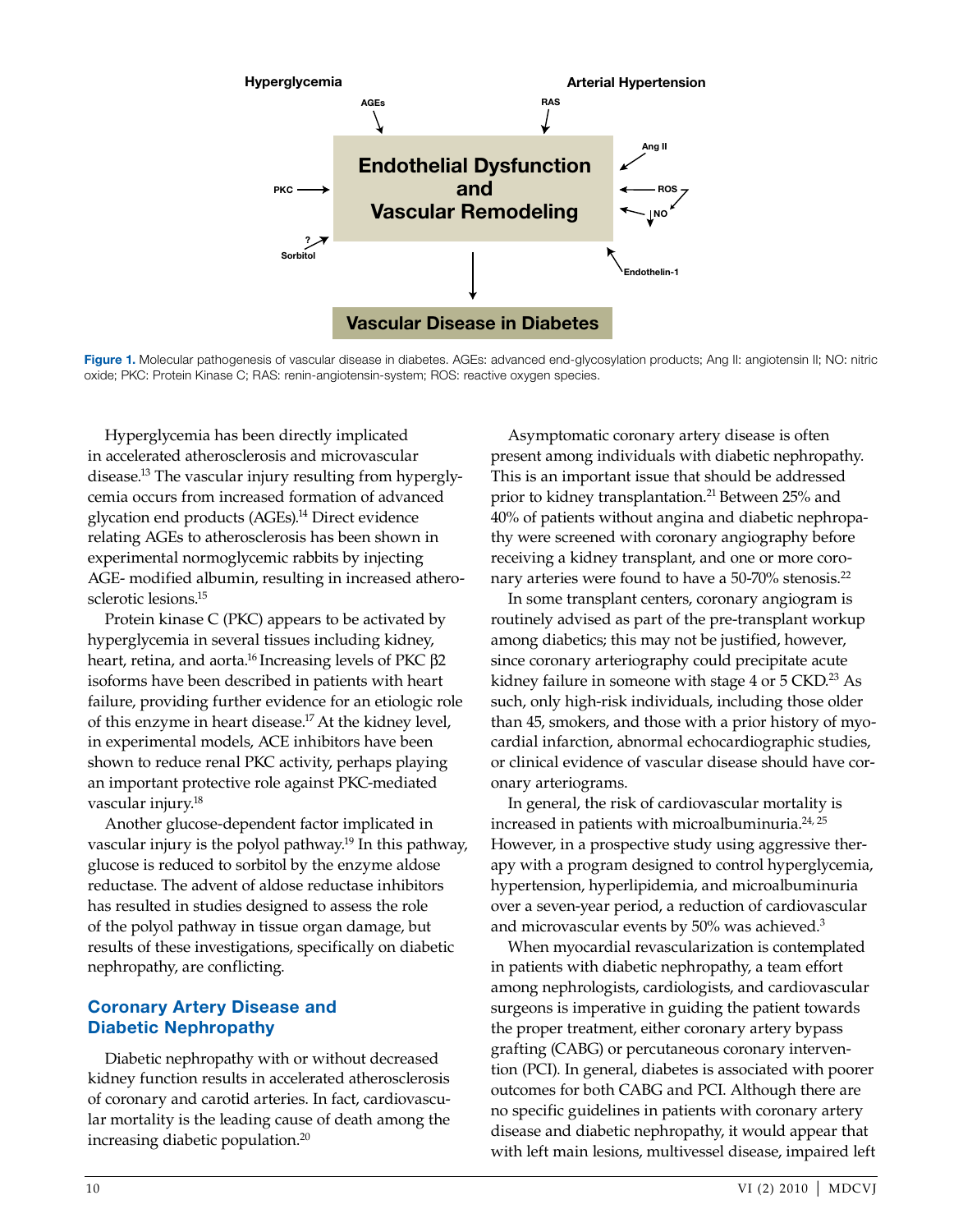Hyperglycemia

AGEs

RAS

Arterial Hypertension

Ang II

PKC

**Endothelial Dysfunction and Vascular Remodeling**

ROS

NO

? Sorbitol

Endothelin-1

**Vascular Disease in Diabetes**

**Figure 1.** Molecular pathogenesis of vascular disease in diabetes. AGEs: advanced end-glycosylation products; Ang II: angiotensin II; NO: nitric oxide; PKC: Protein Kinase C; RAS: renin-angiotensin-system; ROS: reactive oxygen species.

Hyperglycemia has been directly implicated in accelerated atherosclerosis and microvascular disease.[13] The vascular injury resulting from hyperglycemia occurs from increased formation of advanced glycation end products (AGEs).[14] Direct evidence relating AGEs to atherosclerosis has been shown in experimental normoglycemic rabbits by injecting AGE- modified albumin, resulting in increased atherosclerotic lesions.[15]

Protein kinase C (PKC) appears to be activated by hyperglycemia in several tissues including kidney, heart, retina, and aorta.[16] Increasing levels of PKC β2 isoforms have been described in patients with heart failure, providing further evidence for an etiologic role of this enzyme in heart disease.[17] At the kidney level, in experimental models, ACE inhibitors have been shown to reduce renal PKC activity, perhaps playing an important protective role against PKC-mediated vascular injury.[18]

Another glucose-dependent factor implicated in vascular injury is the polyol pathway.[19] In this pathway, glucose is reduced to sorbitol by the enzyme aldose reductase. The advent of aldose reductase inhibitors has resulted in studies designed to assess the role of the polyol pathway in tissue organ damage, but results of these investigations, specifically on diabetic nephropathy, are conflicting.

## Coronary Artery Disease and Diabetic Nephropathy

Diabetic nephropathy with or without decreased kidney function results in accelerated atherosclerosis of coronary and carotid arteries. In fact, cardiovascular mortality is the leading cause of death among the increasing diabetic population.[20]

Asymptomatic coronary artery disease is often present among individuals with diabetic nephropathy. This is an important issue that should be addressed prior to kidney transplantation.[21] Between 25% and 40% of patients without angina and diabetic nephropathy were screened with coronary angiography before receiving a kidney transplant, and one or more coronary arteries were found to have a 50-70% stenosis.[22]

In some transplant centers, coronary angiogram is routinely advised as part of the pre-transplant workup among diabetics; this may not be justified, however, since coronary arteriography could precipitate acute kidney failure in someone with stage 4 or 5 CKD.[23] As such, only high-risk individuals, including those older than 45, smokers, and those with a prior history of myocardial infarction, abnormal echocardiographic studies, or clinical evidence of vascular disease should have coronary arteriograms.

In general, the risk of cardiovascular mortality is increased in patients with microalbuminuria.[24, 25] However, in a prospective study using aggressive therapy with a program designed to control hyperglycemia, hypertension, hyperlipidemia, and microalbuminuria over a seven-year period, a reduction of cardiovascular and microvascular events by 50% was achieved.[3]

When myocardial revascularization is contemplated in patients with diabetic nephropathy, a team effort among nephrologists, cardiologists, and cardiovascular surgeons is imperative in guiding the patient towards the proper treatment, either coronary artery bypass grafting (CABG) or percutaneous coronary intervention (PCI). In general, diabetes is associated with poorer outcomes for both CABG and PCI. Although there are no specific guidelines in patients with coronary artery disease and diabetic nephropathy, it would appear that with left main lesions, multivessel disease, impaired left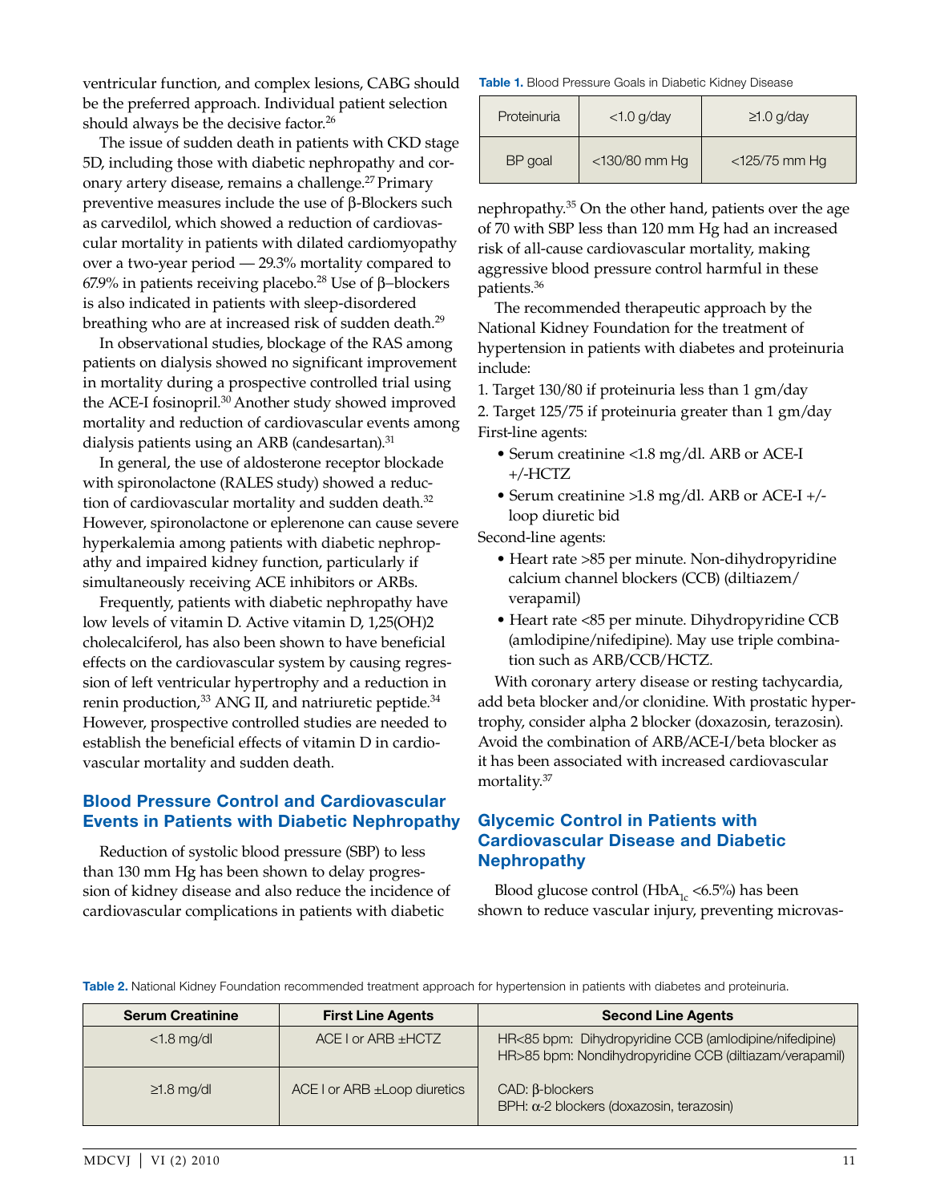ventricular function, and complex lesions, CABG should be the preferred approach. Individual patient selection should always be the decisive factor.[26]

The issue of sudden death in patients with CKD stage 5D, including those with diabetic nephropathy and coronary artery disease, remains a challenge.[27] Primary preventive measures include the use of β-Blockers such as carvedilol, which showed a reduction of cardiovascular mortality in patients with dilated cardiomyopathy over a two-year period — 29.3% mortality compared to 67.9% in patients receiving placebo.[28] Use of β–blockers is also indicated in patients with sleep-disordered breathing who are at increased risk of sudden death.[29]

In observational studies, blockage of the RAS among patients on dialysis showed no significant improvement in mortality during a prospective controlled trial using the ACE-I fosinopril.[30] Another study showed improved mortality and reduction of cardiovascular events among dialysis patients using an ARB (candesartan).[31]

In general, the use of aldosterone receptor blockade with spironolactone (RALES study) showed a reduction of cardiovascular mortality and sudden death.[32] However, spironolactone or eplerenone can cause severe hyperkalemia among patients with diabetic nephropathy and impaired kidney function, particularly if simultaneously receiving ACE inhibitors or ARBs.

Frequently, patients with diabetic nephropathy have low levels of vitamin D. Active vitamin D, 1,25(OH)2 cholecalciferol, has also been shown to have beneficial effects on the cardiovascular system by causing regression of left ventricular hypertrophy and a reduction in renin production,[33] ANG II, and natriuretic peptide.[34] However, prospective controlled studies are needed to establish the beneficial effects of vitamin D in cardiovascular mortality and sudden death.

## Blood Pressure Control and Cardiovascular Events in Patients with Diabetic Nephropathy

Reduction of systolic blood pressure (SBP) to less than 130 mm Hg has been shown to delay progression of kidney disease and also reduce the incidence of cardiovascular complications in patients with diabetic nephropathy.[35] On the other hand, patients over the age of 70 with SBP less than 120 mm Hg had an increased risk of all-cause cardiovascular mortality, making aggressive blood pressure control harmful in these patients.[36]

**Table 1.** Blood Pressure Goals in Diabetic Kidney Disease

| Proteinuria | <1.0 g/day | ≥1.0 g/day |
|---|---|---|
| BP goal | <130/80 mm Hg | <125/75 mm Hg |

The recommended therapeutic approach by the National Kidney Foundation for the treatment of hypertension in patients with diabetes and proteinuria include:

1. Target 130/80 if proteinuria less than 1 gm/day
2. Target 125/75 if proteinuria greater than 1 gm/day

First-line agents:

- Serum creatinine <1.8 mg/dl. ARB or ACE-I +/-HCTZ
- Serum creatinine >1.8 mg/dl. ARB or ACE-I +/- loop diuretic bid

Second-line agents:

- Heart rate >85 per minute. Non-dihydropyridine calcium channel blockers (CCB) (diltiazem/verapamil)
- Heart rate <85 per minute. Dihydropyridine CCB (amlodipine/nifedipine). May use triple combination such as ARB/CCB/HCTZ.

With coronary artery disease or resting tachycardia, add beta blocker and/or clonidine. With prostatic hypertrophy, consider alpha 2 blocker (doxazosin, terazosin). Avoid the combination of ARB/ACE-I/beta blocker as it has been associated with increased cardiovascular mortality.[37]

## Glycemic Control in Patients with Cardiovascular Disease and Diabetic Nephropathy

Blood glucose control ($HbA_{1c}$ <6.5%) has been shown to reduce vascular injury, preventing microvas-

**Table 2.** National Kidney Foundation recommended treatment approach for hypertension in patients with diabetes and proteinuria.

| Serum Creatinine | First Line Agents | Second Line Agents |
|---|---|---|
| <1.8 mg/dl | ACE I or ARB ±HCTZ | HR<85 bpm: Dihydropyridine CCB (amlodipine/nifedipine)<br>HR>85 bpm: Nondihydropyridine CCB (diltiazam/verapamil) |
| ≥1.8 mg/dl | ACE I or ARB ±Loop diuretics | CAD: β-blockers<br>BPH: α-2 blockers (doxazosin, terazosin) |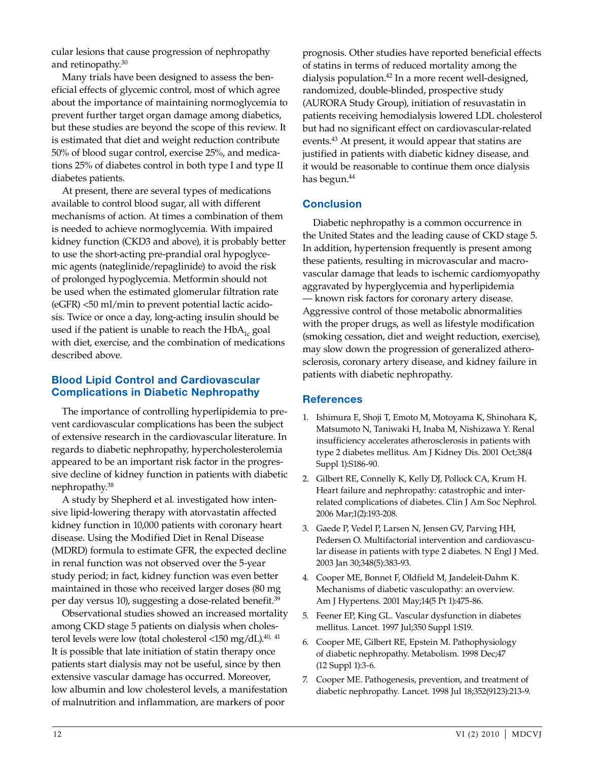cular lesions that cause progression of nephropathy and retinopathy.[30]

Many trials have been designed to assess the beneficial effects of glycemic control, most of which agree about the importance of maintaining normoglycemia to prevent further target organ damage among diabetics, but these studies are beyond the scope of this review. It is estimated that diet and weight reduction contribute 50% of blood sugar control, exercise 25%, and medications 25% of diabetes control in both type I and type II diabetes patients.

At present, there are several types of medications available to control blood sugar, all with different mechanisms of action. At times a combination of them is needed to achieve normoglycemia. With impaired kidney function (CKD3 and above), it is probably better to use the short-acting pre-prandial oral hypoglycemic agents (nateglinide/repaglinide) to avoid the risk of prolonged hypoglycemia. Metformin should not be used when the estimated glomerular filtration rate (eGFR) <50 ml/min to prevent potential lactic acidosis. Twice or once a day, long-acting insulin should be used if the patient is unable to reach the $HbA_{1c}$ goal with diet, exercise, and the combination of medications described above.

## Blood Lipid Control and Cardiovascular Complications in Diabetic Nephropathy

The importance of controlling hyperlipidemia to prevent cardiovascular complications has been the subject of extensive research in the cardiovascular literature. In regards to diabetic nephropathy, hypercholesterolemia appeared to be an important risk factor in the progressive decline of kidney function in patients with diabetic nephropathy.[38]

A study by Shepherd et al. investigated how intensive lipid-lowering therapy with atorvastatin affected kidney function in 10,000 patients with coronary heart disease. Using the Modified Diet in Renal Disease (MDRD) formula to estimate GFR, the expected decline in renal function was not observed over the 5-year study period; in fact, kidney function was even better maintained in those who received larger doses (80 mg per day versus 10), suggesting a dose-related benefit.[39]

Observational studies showed an increased mortality among CKD stage 5 patients on dialysis when cholesterol levels were low (total cholesterol <150 mg/dL).[40, 41] It is possible that late initiation of statin therapy once patients start dialysis may not be useful, since by then extensive vascular damage has occurred. Moreover, low albumin and low cholesterol levels, a manifestation of malnutrition and inflammation, are markers of poor prognosis. Other studies have reported beneficial effects of statins in terms of reduced mortality among the dialysis population.[42] In a more recent well-designed, randomized, double-blinded, prospective study (AURORA Study Group), initiation of resuvastatin in patients receiving hemodialysis lowered LDL cholesterol but had no significant effect on cardiovascular-related events.[43] At present, it would appear that statins are justified in patients with diabetic kidney disease, and it would be reasonable to continue them once dialysis has begun.[44]

## Conclusion

Diabetic nephropathy is a common occurrence in the United States and the leading cause of CKD stage 5. In addition, hypertension frequently is present among these patients, resulting in microvascular and macrovascular damage that leads to ischemic cardiomyopathy aggravated by hyperglycemia and hyperlipidemia — known risk factors for coronary artery disease. Aggressive control of those metabolic abnormalities with the proper drugs, as well as lifestyle modification (smoking cessation, diet and weight reduction, exercise), may slow down the progression of generalized atherosclerosis, coronary artery disease, and kidney failure in patients with diabetic nephropathy.

## References

1. Ishimura E, Shoji T, Emoto M, Motoyama K, Shinohara K, Matsumoto N, Taniwaki H, Inaba M, Nishizawa Y. Renal insufficiency accelerates atherosclerosis in patients with type 2 diabetes mellitus. Am J Kidney Dis. 2001 Oct;38(4 Suppl 1):S186-90.
2. Gilbert RE, Connelly K, Kelly DJ, Pollock CA, Krum H. Heart failure and nephropathy: catastrophic and interrelated complications of diabetes. Clin J Am Soc Nephrol. 2006 Mar;1(2):193-208.
3. Gaede P, Vedel P, Larsen N, Jensen GV, Parving HH, Pedersen O. Multifactorial intervention and cardiovascular disease in patients with type 2 diabetes. N Engl J Med. 2003 Jan 30;348(5):383-93.
4. Cooper ME, Bonnet F, Oldfield M, Jandeleit-Dahm K. Mechanisms of diabetic vasculopathy: an overview. Am J Hypertens. 2001 May;14(5 Pt 1):475-86.
5. Feener EP, King GL. Vascular dysfunction in diabetes mellitus. Lancet. 1997 Jul;350 Suppl 1:S19.
6. Cooper ME, Gilbert RE, Epstein M. Pathophysiology of diabetic nephropathy. Metabolism. 1998 Dec;47 (12 Suppl 1):3-6.
7. Cooper ME. Pathogenesis, prevention, and treatment of diabetic nephropathy. Lancet. 1998 Jul 18;352(9123):213-9.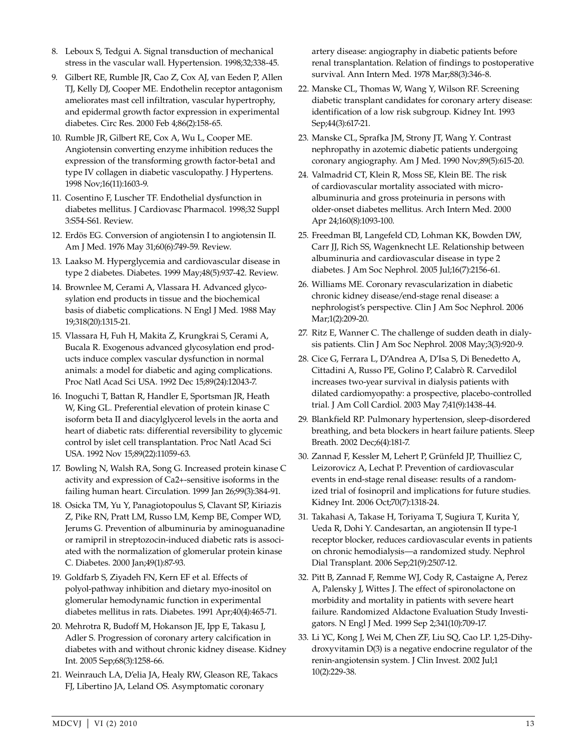8. Leboux S, Tedgui A. Signal transduction of mechanical stress in the vascular wall. Hypertension. 1998;32;338-45.
9. Gilbert RE, Rumble JR, Cao Z, Cox AJ, van Eeden P, Allen TJ, Kelly DJ, Cooper ME. Endothelin receptor antagonism ameliorates mast cell infiltration, vascular hypertrophy, and epidermal growth factor expression in experimental diabetes. Circ Res. 2000 Feb 4;86(2):158-65.
10. Rumble JR, Gilbert RE, Cox A, Wu L, Cooper ME. Angiotensin converting enzyme inhibition reduces the expression of the transforming growth factor-beta1 and type IV collagen in diabetic vasculopathy. J Hypertens. 1998 Nov;16(11):1603-9.
11. Cosentino F, Luscher TF. Endothelial dysfunction in diabetes mellitus. J Cardiovasc Pharmacol. 1998;32 Suppl 3:S54-S61. Review.
12. Erdös EG. Conversion of angiotensin I to angiotensin II. Am J Med. 1976 May 31;60(6):749-59. Review.
13. Laakso M. Hyperglycemia and cardiovascular disease in type 2 diabetes. Diabetes. 1999 May;48(5):937-42. Review.
14. Brownlee M, Cerami A, Vlassara H. Advanced glycosylation end products in tissue and the biochemical basis of diabetic complications. N Engl J Med. 1988 May 19;318(20):1315-21.
15. Vlassara H, Fuh H, Makita Z, Krungkrai S, Cerami A, Bucala R. Exogenous advanced glycosylation end products induce complex vascular dysfunction in normal animals: a model for diabetic and aging complications. Proc Natl Acad Sci USA. 1992 Dec 15;89(24):12043-7.
16. Inoguchi T, Battan R, Handler E, Sportsman JR, Heath W, King GL. Preferential elevation of protein kinase C isoform beta II and diacylglycerol levels in the aorta and heart of diabetic rats: differential reversibility to glycemic control by islet cell transplantation. Proc Natl Acad Sci USA. 1992 Nov 15;89(22):11059-63.
17. Bowling N, Walsh RA, Song G. Increased protein kinase C activity and expression of Ca2+-sensitive isoforms in the failing human heart. Circulation. 1999 Jan 26;99(3):384-91.
18. Osicka TM, Yu Y, Panagiotopoulus S, Clavant SP, Kiriazis Z, Pike RN, Pratt LM, Russo LM, Kemp BE, Comper WD, Jerums G. Prevention of albuminuria by aminoguanadine or ramipril in streptozocin-induced diabetic rats is associated with the normalization of glomerular protein kinase C. Diabetes. 2000 Jan;49(1):87-93.
19. Goldfarb S, Ziyadeh FN, Kern EF et al. Effects of polyol-pathway inhibition and dietary myo-inositol on glomerular hemodynamic function in experimental diabetes mellitus in rats. Diabetes. 1991 Apr;40(4):465-71.
20. Mehrotra R, Budoff M, Hokanson JE, Ipp E, Takasu J, Adler S. Progression of coronary artery calcification in diabetes with and without chronic kidney disease. Kidney Int. 2005 Sep;68(3):1258-66.
21. Weinrauch LA, D'elia JA, Healy RW, Gleason RE, Takacs FJ, Libertino JA, Leland OS. Asymptomatic coronary artery disease: angiography in diabetic patients before renal transplantation. Relation of findings to postoperative survival. Ann Intern Med. 1978 Mar;88(3):346-8.
22. Manske CL, Thomas W, Wang Y, Wilson RF. Screening diabetic transplant candidates for coronary artery disease: identification of a low risk subgroup. Kidney Int. 1993 Sep;44(3):617-21.
23. Manske CL, Sprafka JM, Strony JT, Wang Y. Contrast nephropathy in azotemic diabetic patients undergoing coronary angiography. Am J Med. 1990 Nov;89(5):615-20.
24. Valmadrid CT, Klein R, Moss SE, Klein BE. The risk of cardiovascular mortality associated with microalbuminuria and gross proteinuria in persons with older-onset diabetes mellitus. Arch Intern Med. 2000 Apr 24;160(8):1093-100.
25. Freedman BI, Langefeld CD, Lohman KK, Bowden DW, Carr JJ, Rich SS, Wagenknecht LE. Relationship between albuminuria and cardiovascular disease in type 2 diabetes. J Am Soc Nephrol. 2005 Jul;16(7):2156-61.
26. Williams ME. Coronary revascularization in diabetic chronic kidney disease/end-stage renal disease: a nephrologist's perspective. Clin J Am Soc Nephrol. 2006 Mar;1(2):209-20.
27. Ritz E, Wanner C. The challenge of sudden death in dialysis patients. Clin J Am Soc Nephrol. 2008 May;3(3):920-9.
28. Cice G, Ferrara L, D'Andrea A, D'Isa S, Di Benedetto A, Cittadini A, Russo PE, Golino P, Calabrò R. Carvedilol increases two-year survival in dialysis patients with dilated cardiomyopathy: a prospective, placebo-controlled trial. J Am Coll Cardiol. 2003 May 7;41(9):1438-44.
29. Blankfield RP. Pulmonary hypertension, sleep-disordered breathing, and beta blockers in heart failure patients. Sleep Breath. 2002 Dec;6(4):181-7.
30. Zannad F, Kessler M, Lehert P, Grünfeld JP, Thuilliez C, Leizorovicz A, Lechat P. Prevention of cardiovascular events in end-stage renal disease: results of a randomized trial of fosinopril and implications for future studies. Kidney Int. 2006 Oct;70(7):1318-24.
31. Takahasi A, Takase H, Toriyama T, Sugiura T, Kurita Y, Ueda R, Dohi Y. Candesartan, an angiotensin II type-1 receptor blocker, reduces cardiovascular events in patients on chronic hemodialysis—a randomized study. Nephrol Dial Transplant. 2006 Sep;21(9):2507-12.
32. Pitt B, Zannad F, Remme WJ, Cody R, Castaigne A, Perez A, Palensky J, Wittes J. The effect of spironolactone on morbidity and mortality in patients with severe heart failure. Randomized Aldactone Evaluation Study Investigators. N Engl J Med. 1999 Sep 2;341(10):709-17.
33. Li YC, Kong J, Wei M, Chen ZF, Liu SQ, Cao LP. 1,25-Dihydroxyvitamin D(3) is a negative endocrine regulator of the renin-angiotensin system. J Clin Invest. 2002 Jul;1 10(2):229-38.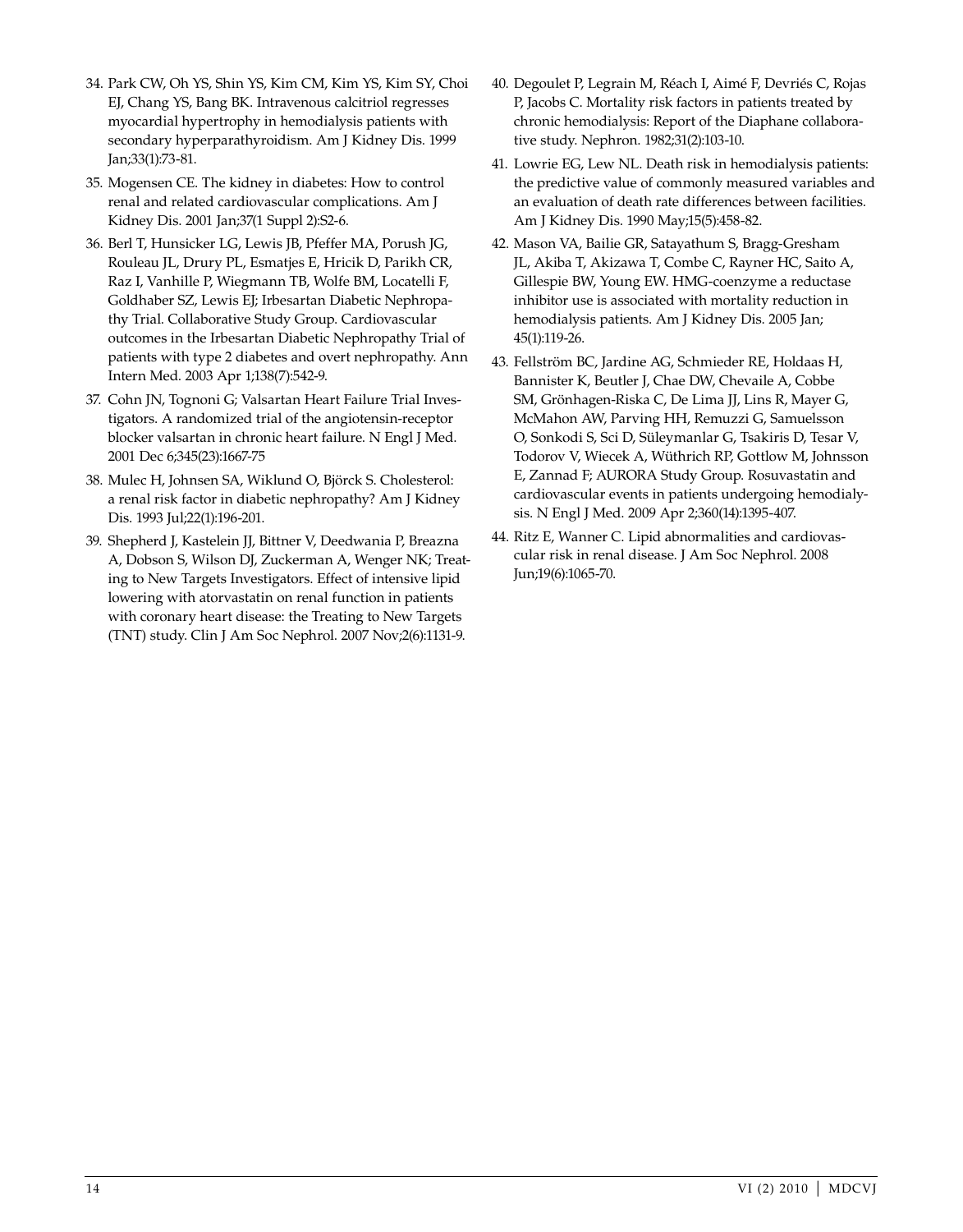34. Park CW, Oh YS, Shin YS, Kim CM, Kim YS, Kim SY, Choi EJ, Chang YS, Bang BK. Intravenous calcitriol regresses myocardial hypertrophy in hemodialysis patients with secondary hyperparathyroidism. Am J Kidney Dis. 1999 Jan;33(1):73-81.
35. Mogensen CE. The kidney in diabetes: How to control renal and related cardiovascular complications. Am J Kidney Dis. 2001 Jan;37(1 Suppl 2):S2-6.
36. Berl T, Hunsicker LG, Lewis JB, Pfeffer MA, Porush JG, Rouleau JL, Drury PL, Esmatjes E, Hricik D, Parikh CR, Raz I, Vanhille P, Wiegmann TB, Wolfe BM, Locatelli F, Goldhaber SZ, Lewis EJ; Irbesartan Diabetic Nephropathy Trial. Collaborative Study Group. Cardiovascular outcomes in the Irbesartan Diabetic Nephropathy Trial of patients with type 2 diabetes and overt nephropathy. Ann Intern Med. 2003 Apr 1;138(7):542-9.
37. Cohn JN, Tognoni G; Valsartan Heart Failure Trial Investigators. A randomized trial of the angiotensin-receptor blocker valsartan in chronic heart failure. N Engl J Med. 2001 Dec 6;345(23):1667-75
38. Mulec H, Johnsen SA, Wiklund O, Björck S. Cholesterol: a renal risk factor in diabetic nephropathy? Am J Kidney Dis. 1993 Jul;22(1):196-201.
39. Shepherd J, Kastelein JJ, Bittner V, Deedwania P, Breazna A, Dobson S, Wilson DJ, Zuckerman A, Wenger NK; Treating to New Targets Investigators. Effect of intensive lipid lowering with atorvastatin on renal function in patients with coronary heart disease: the Treating to New Targets (TNT) study. Clin J Am Soc Nephrol. 2007 Nov;2(6):1131-9.
40. Degoulet P, Legrain M, Réach I, Aimé F, Devriés C, Rojas P, Jacobs C. Mortality risk factors in patients treated by chronic hemodialysis: Report of the Diaphane collaborative study. Nephron. 1982;31(2):103-10.
41. Lowrie EG, Lew NL. Death risk in hemodialysis patients: the predictive value of commonly measured variables and an evaluation of death rate differences between facilities. Am J Kidney Dis. 1990 May;15(5):458-82.
42. Mason VA, Bailie GR, Satayathum S, Bragg-Gresham JL, Akiba T, Akizawa T, Combe C, Rayner HC, Saito A, Gillespie BW, Young EW. HMG-coenzyme a reductase inhibitor use is associated with mortality reduction in hemodialysis patients. Am J Kidney Dis. 2005 Jan; 45(1):119-26.
43. Fellström BC, Jardine AG, Schmieder RE, Holdaas H, Bannister K, Beutler J, Chae DW, Chevaile A, Cobbe SM, Grönhagen-Riska C, De Lima JJ, Lins R, Mayer G, McMahon AW, Parving HH, Remuzzi G, Samuelsson O, Sonkodi S, Sci D, Süleymanlar G, Tsakiris D, Tesar V, Todorov V, Wiecek A, Wüthrich RP, Gottlow M, Johnsson E, Zannad F; AURORA Study Group. Rosuvastatin and cardiovascular events in patients undergoing hemodialysis. N Engl J Med. 2009 Apr 2;360(14):1395-407.
44. Ritz E, Wanner C. Lipid abnormalities and cardiovascular risk in renal disease. J Am Soc Nephrol. 2008 Jun;19(6):1065-70.